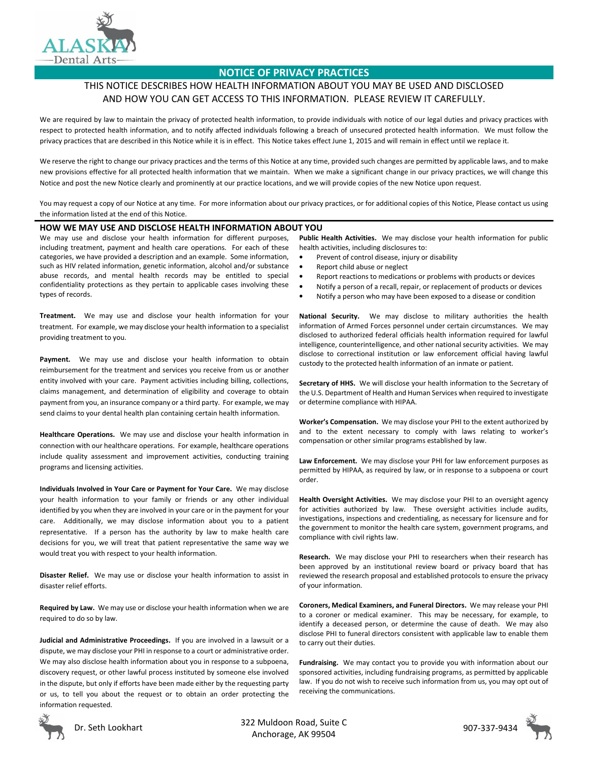ALASKA
Dental Arts

# NOTICE OF PRIVACY PRACTICES

THIS NOTICE DESCRIBES HOW HEALTH INFORMATION ABOUT YOU MAY BE USED AND DISCLOSED AND HOW YOU CAN GET ACCESS TO THIS INFORMATION. PLEASE REVIEW IT CAREFULLY.

We are required by law to maintain the privacy of protected health information, to provide individuals with notice of our legal duties and privacy practices with respect to protected health information, and to notify affected individuals following a breach of unsecured protected health information. We must follow the privacy practices that are described in this Notice while it is in effect. This Notice takes effect June 1, 2015 and will remain in effect until we replace it.

We reserve the right to change our privacy practices and the terms of this Notice at any time, provided such changes are permitted by applicable laws, and to make new provisions effective for all protected health information that we maintain. When we make a significant change in our privacy practices, we will change this Notice and post the new Notice clearly and prominently at our practice locations, and we will provide copies of the new Notice upon request.

You may request a copy of our Notice at any time. For more information about our privacy practices, or for additional copies of this Notice, Please contact us using the information listed at the end of this Notice.

## HOW WE MAY USE AND DISCLOSE HEALTH INFORMATION ABOUT YOU

We may use and disclose your health information for different purposes, including treatment, payment and health care operations. For each of these categories, we have provided a description and an example. Some information, such as HIV related information, genetic information, alcohol and/or substance abuse records, and mental health records may be entitled to special confidentiality protections as they pertain to applicable cases involving these types of records.

**Treatment.** We may use and disclose your health information for your treatment. For example, we may disclose your health information to a specialist providing treatment to you.

**Payment.** We may use and disclose your health information to obtain reimbursement for the treatment and services you receive from us or another entity involved with your care. Payment activities including billing, collections, claims management, and determination of eligibility and coverage to obtain payment from you, an insurance company or a third party. For example, we may send claims to your dental health plan containing certain health information.

**Healthcare Operations.** We may use and disclose your health information in connection with our healthcare operations. For example, healthcare operations include quality assessment and improvement activities, conducting training programs and licensing activities.

**Individuals Involved in Your Care or Payment for Your Care.** We may disclose your health information to your family or friends or any other individual identified by you when they are involved in your care or in the payment for your care. Additionally, we may disclose information about you to a patient representative. If a person has the authority by law to make health care decisions for you, we will treat that patient representative the same way we would treat you with respect to your health information.

**Disaster Relief.** We may use or disclose your health information to assist in disaster relief efforts.

**Required by Law.** We may use or disclose your health information when we are required to do so by law.

**Judicial and Administrative Proceedings.** If you are involved in a lawsuit or a dispute, we may disclose your PHI in response to a court or administrative order. We may also disclose health information about you in response to a subpoena, discovery request, or other lawful process instituted by someone else involved in the dispute, but only if efforts have been made either by the requesting party or us, to tell you about the request or to obtain an order protecting the information requested.

**Public Health Activities.** We may disclose your health information for public health activities, including disclosures to:

- Prevent of control disease, injury or disability
- Report child abuse or neglect
- Report reactions to medications or problems with products or devices
- Notify a person of a recall, repair, or replacement of products or devices
- Notify a person who may have been exposed to a disease or condition

**National Security.** We may disclose to military authorities the health information of Armed Forces personnel under certain circumstances. We may disclosed to authorized federal officials health information required for lawful intelligence, counterintelligence, and other national security activities. We may disclose to correctional institution or law enforcement official having lawful custody to the protected health information of an inmate or patient.

**Secretary of HHS.** We will disclose your health information to the Secretary of the U.S. Department of Health and Human Services when required to investigate or determine compliance with HIPAA.

**Worker's Compensation.** We may disclose your PHI to the extent authorized by and to the extent necessary to comply with laws relating to worker's compensation or other similar programs established by law.

**Law Enforcement.** We may disclose your PHI for law enforcement purposes as permitted by HIPAA, as required by law, or in response to a subpoena or court order.

**Health Oversight Activities.** We may disclose your PHI to an oversight agency for activities authorized by law. These oversight activities include audits, investigations, inspections and credentialing, as necessary for licensure and for the government to monitor the health care system, government programs, and compliance with civil rights law.

**Research.** We may disclose your PHI to researchers when their research has been approved by an institutional review board or privacy board that has reviewed the research proposal and established protocols to ensure the privacy of your information.

**Coroners, Medical Examiners, and Funeral Directors.** We may release your PHI to a coroner or medical examiner. This may be necessary, for example, to identify a deceased person, or determine the cause of death. We may also disclose PHI to funeral directors consistent with applicable law to enable them to carry out their duties.

**Fundraising.** We may contact you to provide you with information about our sponsored activities, including fundraising programs, as permitted by applicable law. If you do not wish to receive such information from us, you may opt out of receiving the communications.

Dr. Seth Lookhart | 322 Muldoon Road, Suite C, Anchorage, AK 99504 | 907-337-9434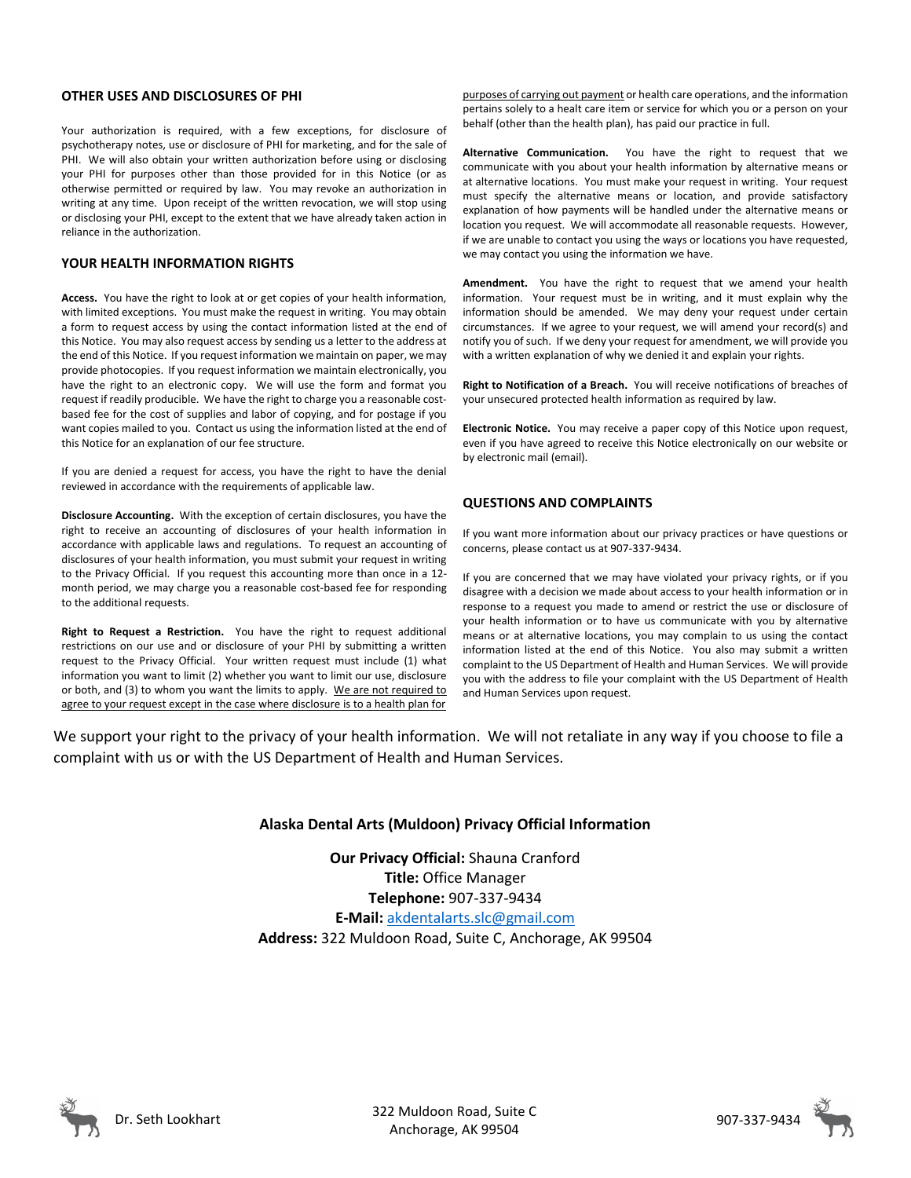## OTHER USES AND DISCLOSURES OF PHI

Your authorization is required, with a few exceptions, for disclosure of psychotherapy notes, use or disclosure of PHI for marketing, and for the sale of PHI. We will also obtain your written authorization before using or disclosing your PHI for purposes other than those provided for in this Notice (or as otherwise permitted or required by law. You may revoke an authorization in writing at any time. Upon receipt of the written revocation, we will stop using or disclosing your PHI, except to the extent that we have already taken action in reliance in the authorization.

## YOUR HEALTH INFORMATION RIGHTS

**Access.** You have the right to look at or get copies of your health information, with limited exceptions. You must make the request in writing. You may obtain a form to request access by using the contact information listed at the end of this Notice. You may also request access by sending us a letter to the address at the end of this Notice. If you request information we maintain on paper, we may provide photocopies. If you request information we maintain electronically, you have the right to an electronic copy. We will use the form and format you request if readily producible. We have the right to charge you a reasonable cost-based fee for the cost of supplies and labor of copying, and for postage if you want copies mailed to you. Contact us using the information listed at the end of this Notice for an explanation of our fee structure.

If you are denied a request for access, you have the right to have the denial reviewed in accordance with the requirements of applicable law.

**Disclosure Accounting.** With the exception of certain disclosures, you have the right to receive an accounting of disclosures of your health information in accordance with applicable laws and regulations. To request an accounting of disclosures of your health information, you must submit your request in writing to the Privacy Official. If you request this accounting more than once in a 12-month period, we may charge you a reasonable cost-based fee for responding to the additional requests.

**Right to Request a Restriction.** You have the right to request additional restrictions on our use and or disclosure of your PHI by submitting a written request to the Privacy Official. Your written request must include (1) what information you want to limit (2) whether you want to limit our use, disclosure or both, and (3) to whom you want the limits to apply. We are not required to agree to your request except in the case where disclosure is to a health plan for purposes of carrying out payment or health care operations, and the information pertains solely to a healt care item or service for which you or a person on your behalf (other than the health plan), has paid our practice in full.

**Alternative Communication.** You have the right to request that we communicate with you about your health information by alternative means or at alternative locations. You must make your request in writing. Your request must specify the alternative means or location, and provide satisfactory explanation of how payments will be handled under the alternative means or location you request. We will accommodate all reasonable requests. However, if we are unable to contact you using the ways or locations you have requested, we may contact you using the information we have.

**Amendment.** You have the right to request that we amend your health information. Your request must be in writing, and it must explain why the information should be amended. We may deny your request under certain circumstances. If we agree to your request, we will amend your record(s) and notify you of such. If we deny your request for amendment, we will provide you with a written explanation of why we denied it and explain your rights.

**Right to Notification of a Breach.** You will receive notifications of breaches of your unsecured protected health information as required by law.

**Electronic Notice.** You may receive a paper copy of this Notice upon request, even if you have agreed to receive this Notice electronically on our website or by electronic mail (email).

## QUESTIONS AND COMPLAINTS

If you want more information about our privacy practices or have questions or concerns, please contact us at 907-337-9434.

If you are concerned that we may have violated your privacy rights, or if you disagree with a decision we made about access to your health information or in response to a request you made to amend or restrict the use or disclosure of your health information or to have us communicate with you by alternative means or at alternative locations, you may complain to us using the contact information listed at the end of this Notice. You also may submit a written complaint to the US Department of Health and Human Services. We will provide you with the address to file your complaint with the US Department of Health and Human Services upon request.

We support your right to the privacy of your health information. We will not retaliate in any way if you choose to file a complaint with us or with the US Department of Health and Human Services.

**Alaska Dental Arts (Muldoon) Privacy Official Information**

**Our Privacy Official:** Shauna Cranford
**Title:** Office Manager
**Telephone:** 907-337-9434
**E-Mail:** akdentalarts.slc@gmail.com
**Address:** 322 Muldoon Road, Suite C, Anchorage, AK 99504

Dr. Seth Lookhart — 322 Muldoon Road, Suite C, Anchorage, AK 99504 — 907-337-9434